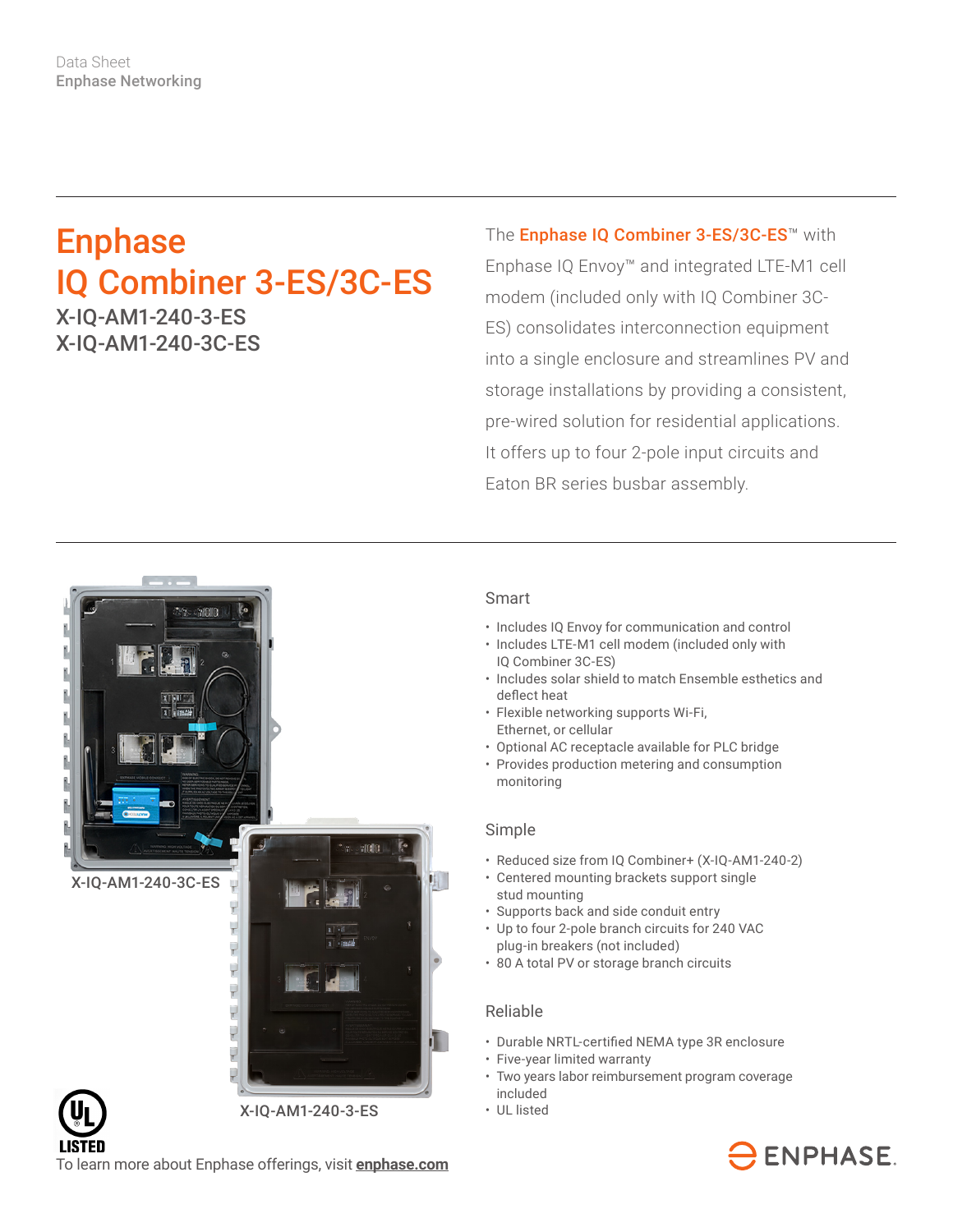Data Sheet
Enphase Networking

# Enphase IQ Combiner 3-ES/3C-ES

X-IQ-AM1-240-3-ES
X-IQ-AM1-240-3C-ES

The **Enphase IQ Combiner 3-ES/3C-ES™** with Enphase IQ Envoy™ and integrated LTE-M1 cell modem (included only with IQ Combiner 3C-ES) consolidates interconnection equipment into a single enclosure and streamlines PV and storage installations by providing a consistent, pre-wired solution for residential applications. It offers up to four 2-pole input circuits and Eaton BR series busbar assembly.

X-IQ-AM1-240-3C-ES

X-IQ-AM1-240-3-ES

## Smart

- Includes IQ Envoy for communication and control
- Includes LTE-M1 cell modem (included only with IQ Combiner 3C-ES)
- Includes solar shield to match Ensemble esthetics and deflect heat
- Flexible networking supports Wi-Fi, Ethernet, or cellular
- Optional AC receptacle available for PLC bridge
- Provides production metering and consumption monitoring

## Simple

- Reduced size from IQ Combiner+ (X-IQ-AM1-240-2)
- Centered mounting brackets support single stud mounting
- Supports back and side conduit entry
- Up to four 2-pole branch circuits for 240 VAC plug-in breakers (not included)
- 80 A total PV or storage branch circuits

## Reliable

- Durable NRTL-certified NEMA type 3R enclosure
- Five-year limited warranty
- Two years labor reimbursement program coverage included
- UL listed

LISTED

To learn more about Enphase offerings, visit **enphase.com**

ENPHASE.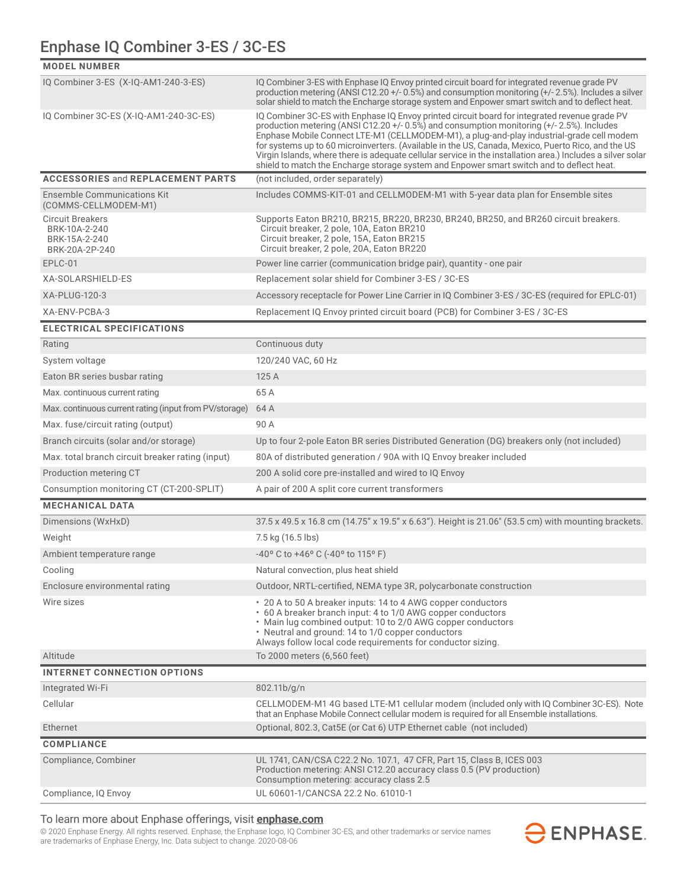# Enphase IQ Combiner 3-ES / 3C-ES

| MODEL NUMBER | |
|---|---|
| IQ Combiner 3-ES (X-IQ-AM1-240-3-ES) | IQ Combiner 3-ES with Enphase IQ Envoy printed circuit board for integrated revenue grade PV production metering (ANSI C12.20 +/- 0.5%) and consumption monitoring (+/- 2.5%). Includes a silver solar shield to match the Encharge storage system and Enpower smart switch and to deflect heat. |
| IQ Combiner 3C-ES (X-IQ-AM1-240-3C-ES) | IQ Combiner 3C-ES with Enphase IQ Envoy printed circuit board for integrated revenue grade PV production metering (ANSI C12.20 +/- 0.5%) and consumption monitoring (+/- 2.5%). Includes Enphase Mobile Connect LTE-M1 (CELLMODEM-M1), a plug-and-play industrial-grade cell modem for systems up to 60 microinverters. (Available in the US, Canada, Mexico, Puerto Rico, and the US Virgin Islands, where there is adequate cellular service in the installation area.) Includes a silver solar shield to match the Encharge storage system and Enpower smart switch and to deflect heat. |
| **ACCESSORIES** and **REPLACEMENT PARTS** | (not included, order separately) |
| Ensemble Communications Kit (COMMS-CELLMODEM-M1) | Includes COMMS-KIT-01 and CELLMODEM-M1 with 5-year data plan for Ensemble sites |
| Circuit Breakers<br>BRK-10A-2-240<br>BRK-15A-2-240<br>BRK-20A-2P-240 | Supports Eaton BR210, BR215, BR220, BR230, BR240, BR250, and BR260 circuit breakers.<br>Circuit breaker, 2 pole, 10A, Eaton BR210<br>Circuit breaker, 2 pole, 15A, Eaton BR215<br>Circuit breaker, 2 pole, 20A, Eaton BR220 |
| EPLC-01 | Power line carrier (communication bridge pair), quantity - one pair |
| XA-SOLARSHIELD-ES | Replacement solar shield for Combiner 3-ES / 3C-ES |
| XA-PLUG-120-3 | Accessory receptacle for Power Line Carrier in IQ Combiner 3-ES / 3C-ES (required for EPLC-01) |
| XA-ENV-PCBA-3 | Replacement IQ Envoy printed circuit board (PCB) for Combiner 3-ES / 3C-ES |
| **ELECTRICAL SPECIFICATIONS** | |
| Rating | Continuous duty |
| System voltage | 120/240 VAC, 60 Hz |
| Eaton BR series busbar rating | 125 A |
| Max. continuous current rating | 65 A |
| Max. continuous current rating (input from PV/storage) | 64 A |
| Max. fuse/circuit rating (output) | 90 A |
| Branch circuits (solar and/or storage) | Up to four 2-pole Eaton BR series Distributed Generation (DG) breakers only (not included) |
| Max. total branch circuit breaker rating (input) | 80A of distributed generation / 90A with IQ Envoy breaker included |
| Production metering CT | 200 A solid core pre-installed and wired to IQ Envoy |
| Consumption monitoring CT (CT-200-SPLIT) | A pair of 200 A split core current transformers |
| **MECHANICAL DATA** | |
| Dimensions (WxHxD) | 37.5 x 49.5 x 16.8 cm (14.75" x 19.5" x 6.63"). Height is 21.06" (53.5 cm) with mounting brackets. |
| Weight | 7.5 kg (16.5 lbs) |
| Ambient temperature range | -40º C to +46º C (-40º to 115º F) |
| Cooling | Natural convection, plus heat shield |
| Enclosure environmental rating | Outdoor, NRTL-certified, NEMA type 3R, polycarbonate construction |
| Wire sizes | • 20 A to 50 A breaker inputs: 14 to 4 AWG copper conductors<br>• 60 A breaker branch input: 4 to 1/0 AWG copper conductors<br>• Main lug combined output: 10 to 2/0 AWG copper conductors<br>• Neutral and ground: 14 to 1/0 copper conductors<br>Always follow local code requirements for conductor sizing. |
| Altitude | To 2000 meters (6,560 feet) |
| **INTERNET CONNECTION OPTIONS** | |
| Integrated Wi-Fi | 802.11b/g/n |
| Cellular | CELLMODEM-M1 4G based LTE-M1 cellular modem (included only with IQ Combiner 3C-ES). Note that an Enphase Mobile Connect cellular modem is required for all Ensemble installations. |
| Ethernet | Optional, 802.3, Cat5E (or Cat 6) UTP Ethernet cable (not included) |
| **COMPLIANCE** | |
| Compliance, Combiner | UL 1741, CAN/CSA C22.2 No. 107.1, 47 CFR, Part 15, Class B, ICES 003<br>Production metering: ANSI C12.20 accuracy class 0.5 (PV production)<br>Consumption metering: accuracy class 2.5 |
| Compliance, IQ Envoy | UL 60601-1/CANCSA 22.2 No. 61010-1 |

To learn more about Enphase offerings, visit **enphase.com**

© 2020 Enphase Energy. All rights reserved. Enphase, the Enphase logo, IQ Combiner 3C-ES, and other trademarks or service names are trademarks of Enphase Energy, Inc. Data subject to change. 2020-08-06

ENPHASE.